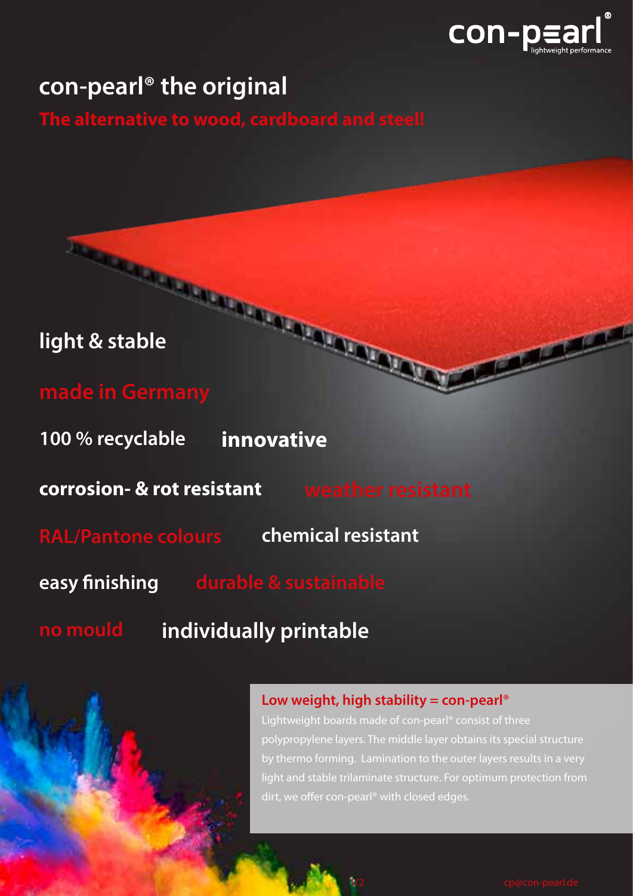# con-pearl® the original

## The alternative to wood, cardboard and steel!

**light & stable**

**made in Germany**

**100 % recyclable**

**innovative**

**corrosion- & rot resistant**

**weather resistant**

**RAL/Pantone colours**

**chemical resistant**

**easy finishing**

**durable & sustainable**

**no mould**

**individually printable**

### Low weight, high stability = con-pearl®

Lightweight boards made of con-pearl® consist of three polypropylene layers. The middle layer obtains its special structure by thermo forming. Lamination to the outer layers results in a very light and stable trilaminate structure. For optimum protection from dirt, we offer con-pearl® with closed edges.

cp@con-pearl.de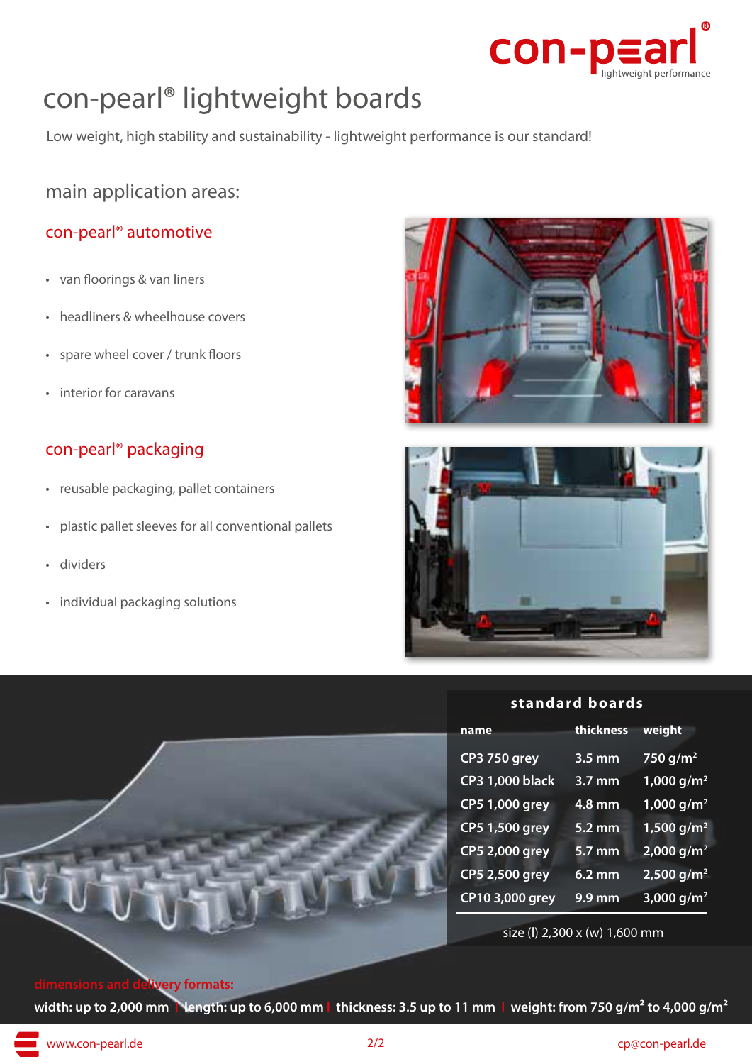# con-pearl® lightweight boards

Low weight, high stability and sustainability - lightweight performance is our standard!

## main application areas:

### con-pearl® automotive

- van floorings & van liners
- headliners & wheelhouse covers
- spare wheel cover / trunk floors
- interior for caravans

### con-pearl® packaging

- reusable packaging, pallet containers
- plastic pallet sleeves for all conventional pallets
- dividers
- individual packaging solutions

### standard boards

| name | thickness | weight |
|---|---|---|
| CP3 750 grey | 3.5 mm | 750 g/m² |
| CP3 1,000 black | 3.7 mm | 1,000 g/m² |
| CP5 1,000 grey | 4.8 mm | 1,000 g/m² |
| CP5 1,500 grey | 5.2 mm | 1,500 g/m² |
| CP5 2,000 grey | 5.7 mm | 2,000 g/m² |
| CP5 2,500 grey | 6.2 mm | 2,500 g/m² |
| CP10 3,000 grey | 9.9 mm | 3,000 g/m² |

size (l) 2,300 x (w) 1,600 mm

**dimensions and delivery formats:**

**width: up to 2,000 mm | length: up to 6,000 mm | thickness: 3.5 up to 11 mm | weight: from 750 g/m² to 4,000 g/m²**

www.con-pearl.de

cp@con-pearl.de